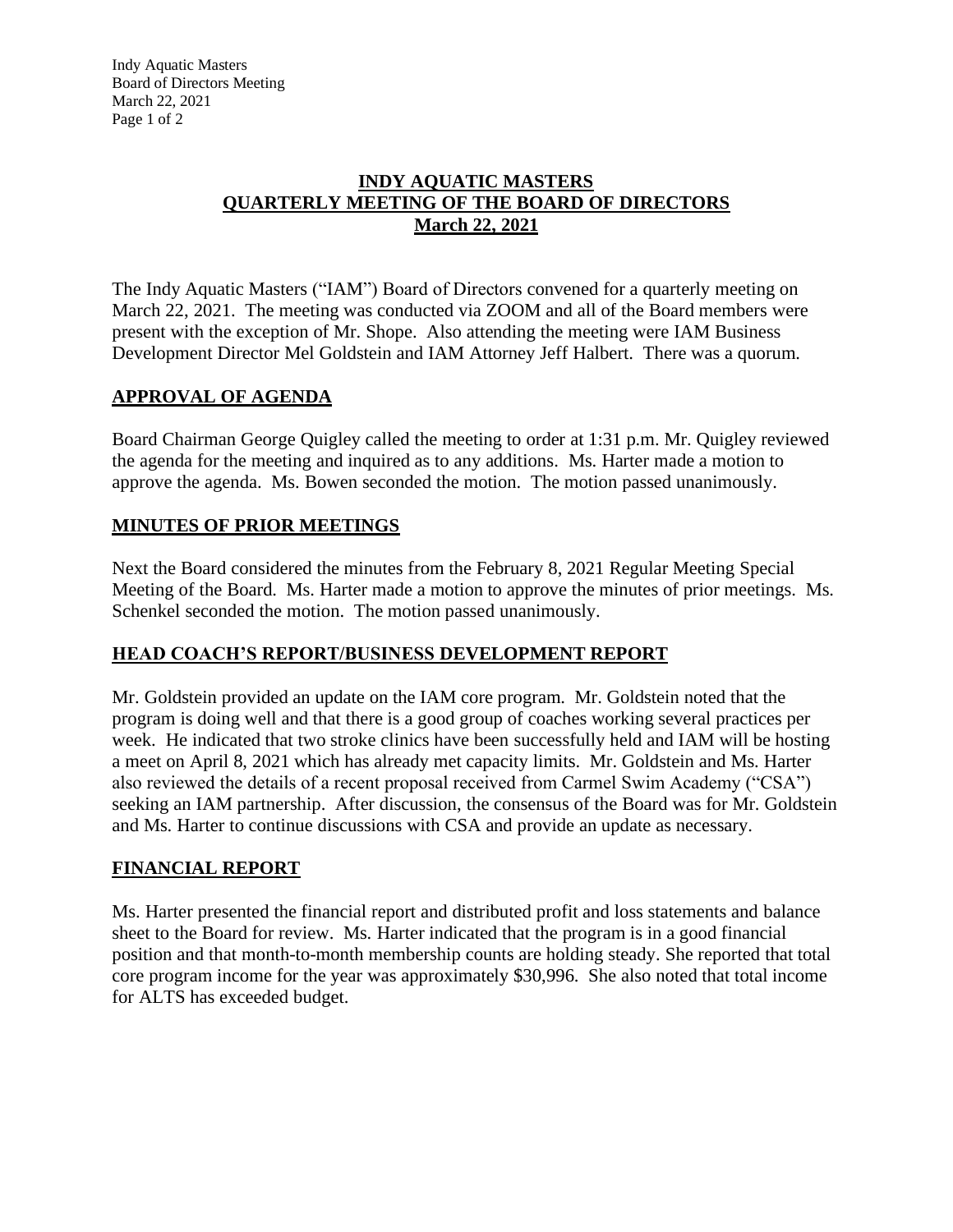# INDY AQUATIC MASTERS
# QUARTERLY MEETING OF THE BOARD OF DIRECTORS
# March 22, 2021

The Indy Aquatic Masters ("IAM") Board of Directors convened for a quarterly meeting on March 22, 2021. The meeting was conducted via ZOOM and all of the Board members were present with the exception of Mr. Shope. Also attending the meeting were IAM Business Development Director Mel Goldstein and IAM Attorney Jeff Halbert. There was a quorum.

## APPROVAL OF AGENDA

Board Chairman George Quigley called the meeting to order at 1:31 p.m. Mr. Quigley reviewed the agenda for the meeting and inquired as to any additions. Ms. Harter made a motion to approve the agenda. Ms. Bowen seconded the motion. The motion passed unanimously.

## MINUTES OF PRIOR MEETINGS

Next the Board considered the minutes from the February 8, 2021 Regular Meeting Special Meeting of the Board. Ms. Harter made a motion to approve the minutes of prior meetings. Ms. Schenkel seconded the motion. The motion passed unanimously.

## HEAD COACH'S REPORT/BUSINESS DEVELOPMENT REPORT

Mr. Goldstein provided an update on the IAM core program. Mr. Goldstein noted that the program is doing well and that there is a good group of coaches working several practices per week. He indicated that two stroke clinics have been successfully held and IAM will be hosting a meet on April 8, 2021 which has already met capacity limits. Mr. Goldstein and Ms. Harter also reviewed the details of a recent proposal received from Carmel Swim Academy ("CSA") seeking an IAM partnership. After discussion, the consensus of the Board was for Mr. Goldstein and Ms. Harter to continue discussions with CSA and provide an update as necessary.

## FINANCIAL REPORT

Ms. Harter presented the financial report and distributed profit and loss statements and balance sheet to the Board for review. Ms. Harter indicated that the program is in a good financial position and that month-to-month membership counts are holding steady. She reported that total core program income for the year was approximately $30,996. She also noted that total income for ALTS has exceeded budget.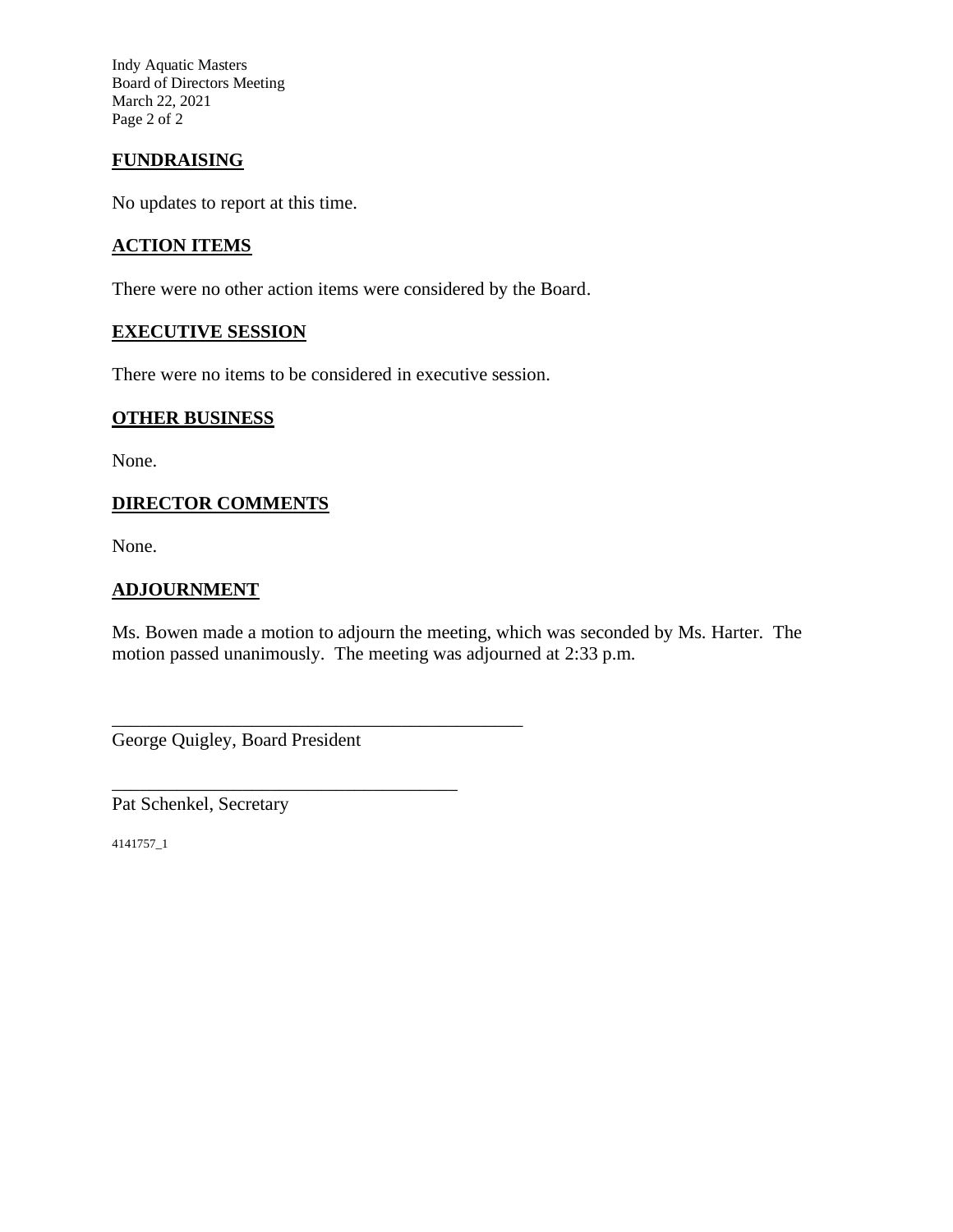## FUNDRAISING

No updates to report at this time.

## ACTION ITEMS

There were no other action items were considered by the Board.

## EXECUTIVE SESSION

There were no items to be considered in executive session.

## OTHER BUSINESS

None.

## DIRECTOR COMMENTS

None.

## ADJOURNMENT

Ms. Bowen made a motion to adjourn the meeting, which was seconded by Ms. Harter. The motion passed unanimously. The meeting was adjourned at 2:33 p.m.

_____________________________________________
George Quigley, Board President

______________________________________
Pat Schenkel, Secretary

4141757_1